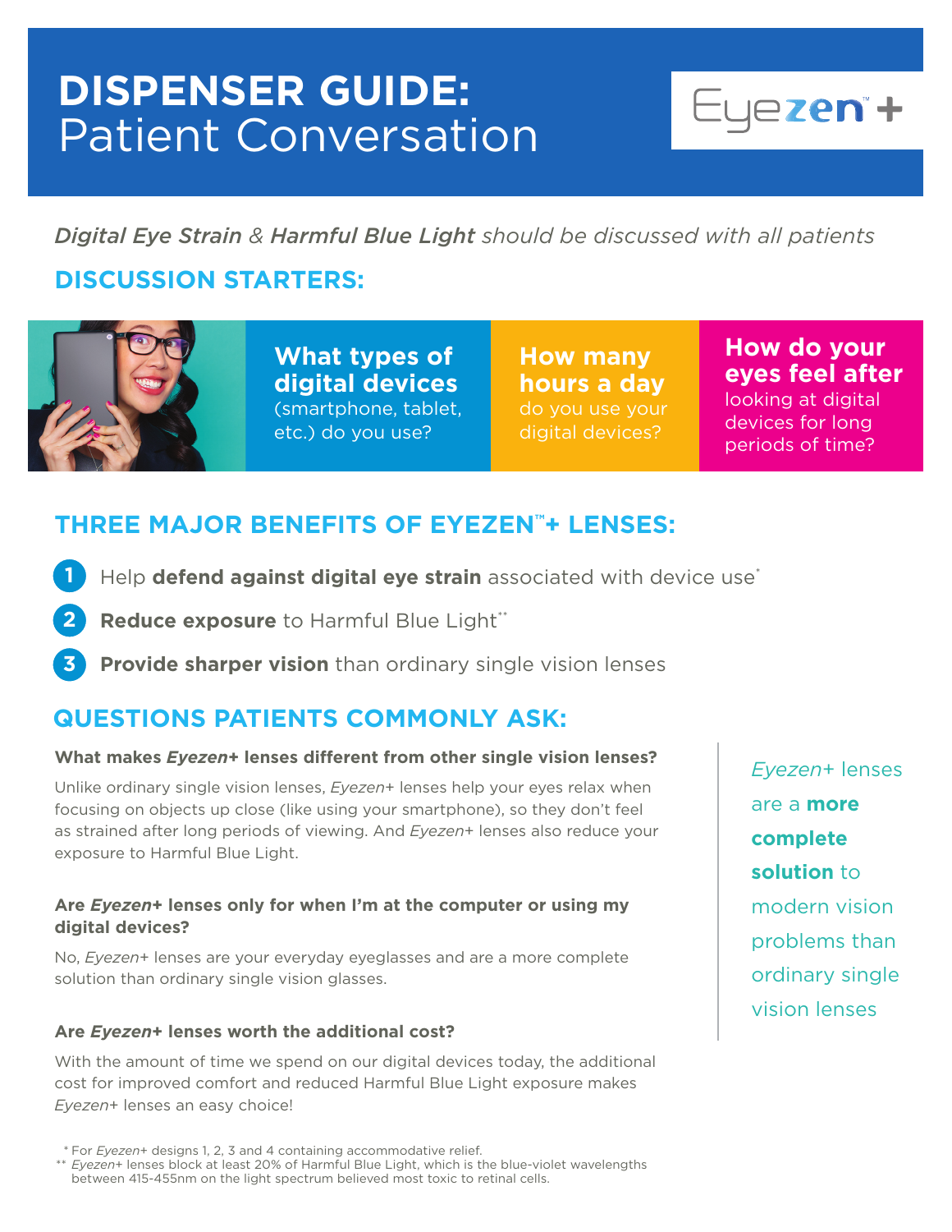# DISPENSER GUIDE: Patient Conversation

Eyezen™+

*Digital Eye Strain* & *Harmful Blue Light* should be discussed with all patients

## DISCUSSION STARTERS:

**What types of digital devices** (smartphone, tablet, etc.) do you use?

**How many hours a day** do you use your digital devices?

**How do your eyes feel after** looking at digital devices for long periods of time?

## THREE MAJOR BENEFITS OF EYEZEN™+ LENSES:

1. Help **defend against digital eye strain** associated with device use*
2. **Reduce exposure** to Harmful Blue Light**
3. **Provide sharper vision** than ordinary single vision lenses

## QUESTIONS PATIENTS COMMONLY ASK:

**What makes *Eyezen+* lenses different from other single vision lenses?**

Unlike ordinary single vision lenses, *Eyezen+* lenses help your eyes relax when focusing on objects up close (like using your smartphone), so they don't feel as strained after long periods of viewing. And *Eyezen+* lenses also reduce your exposure to Harmful Blue Light.

**Are *Eyezen+* lenses only for when I'm at the computer or using my digital devices?**

No, *Eyezen+* lenses are your everyday eyeglasses and are a more complete solution than ordinary single vision glasses.

**Are *Eyezen+* lenses worth the additional cost?**

With the amount of time we spend on our digital devices today, the additional cost for improved comfort and reduced Harmful Blue Light exposure makes *Eyezen+* lenses an easy choice!

*Eyezen+* lenses are a **more complete solution** to modern vision problems than ordinary single vision lenses

\* For *Eyezen+* designs 1, 2, 3 and 4 containing accommodative relief.

\*\* *Eyezen+* lenses block at least 20% of Harmful Blue Light, which is the blue-violet wavelengths between 415-455nm on the light spectrum believed most toxic to retinal cells.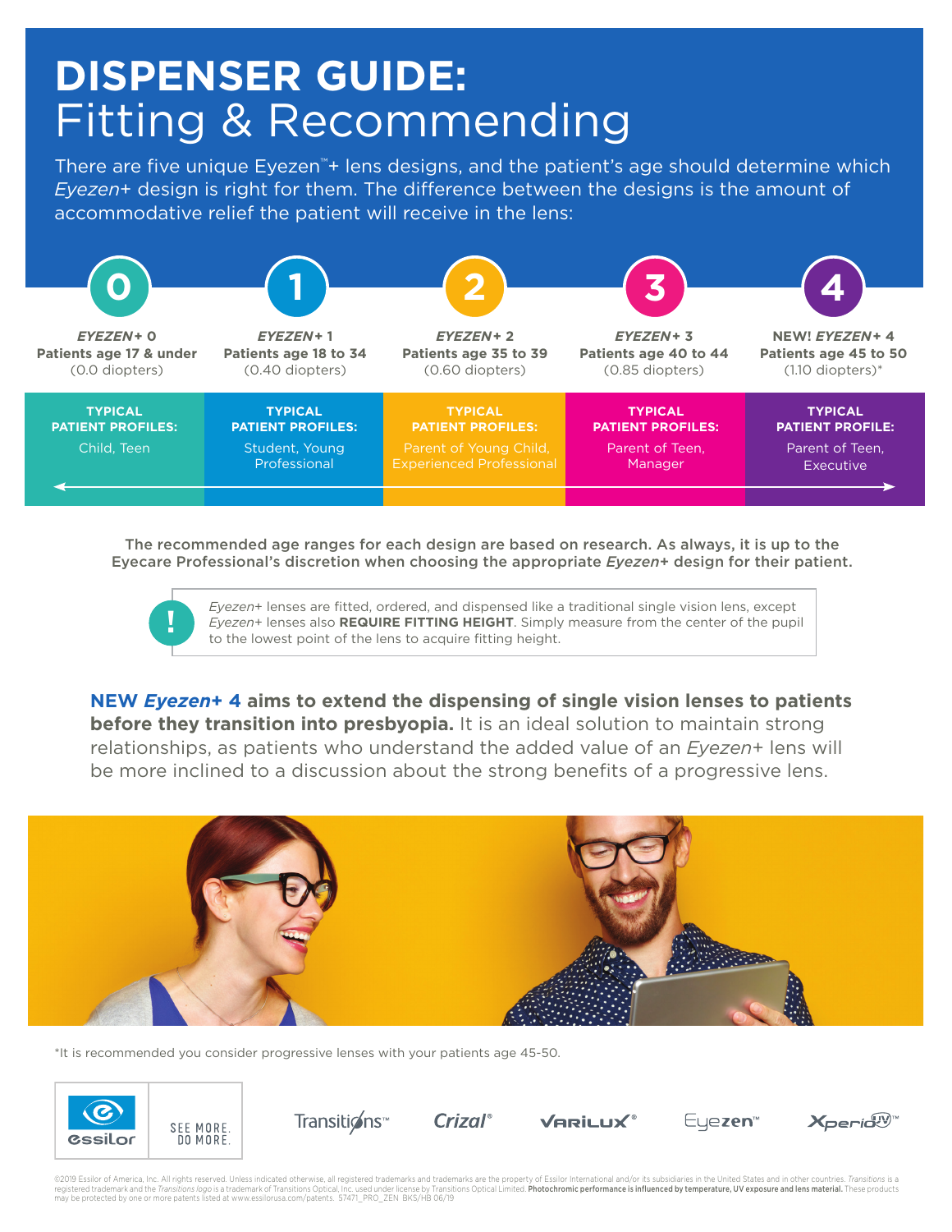# DISPENSER GUIDE: Fitting & Recommending

There are five unique Eyezen™+ lens designs, and the patient's age should determine which *Eyezen+* design is right for them. The difference between the designs is the amount of accommodative relief the patient will receive in the lens:

| 0 | 1 | 2 | 3 | 4 |
|---|---|---|---|---|
| ***EYEZEN+* 0**<br>**Patients age 17 & under**<br>(0.0 diopters) | ***EYEZEN+* 1**<br>**Patients age 18 to 34**<br>(0.40 diopters) | ***EYEZEN+* 2**<br>**Patients age 35 to 39**<br>(0.60 diopters) | ***EYEZEN+* 3**<br>**Patients age 40 to 44**<br>(0.85 diopters) | **NEW! *EYEZEN+* 4**<br>**Patients age 45 to 50**<br>(1.10 diopters)* |
| **TYPICAL PATIENT PROFILES:**<br>Child, Teen | **TYPICAL PATIENT PROFILES:**<br>Student, Young Professional | **TYPICAL PATIENT PROFILES:**<br>Parent of Young Child, Experienced Professional | **TYPICAL PATIENT PROFILES:**<br>Parent of Teen, Manager | **TYPICAL PATIENT PROFILE:**<br>Parent of Teen, Executive |

**The recommended age ranges for each design are based on research. As always, it is up to the Eyecare Professional's discretion when choosing the appropriate *Eyezen+* design for their patient.**

> **!** *Eyezen+* lenses are fitted, ordered, and dispensed like a traditional single vision lens, except *Eyezen+* lenses also **REQUIRE FITTING HEIGHT**. Simply measure from the center of the pupil to the lowest point of the lens to acquire fitting height.

**NEW *Eyezen+* 4 aims to extend the dispensing of single vision lenses to patients before they transition into presbyopia.** It is an ideal solution to maintain strong relationships, as patients who understand the added value of an *Eyezen+* lens will be more inclined to a discussion about the strong benefits of a progressive lens.

*It is recommended you consider progressive lenses with your patients age 45-50.

essilor SEE MORE. DO MORE.

Transitions™ Crizal® Varilux® Eyezen™ Xperio UV™

©2019 Essilor of America, Inc. All rights reserved. Unless indicated otherwise, all registered trademarks and trademarks are the property of Essilor International and/or its subsidiaries in the United States and in other countries. *Transitions* is a registered trademark and the *Transitions* logo is a trademark of Transitions Optical, Inc. used under license by Transitions Optical Limited. **Photochromic performance is influenced by temperature, UV exposure and lens material.** These products may be protected by one or more patents listed at www.essilorusa.com/patents. 57471_PRO_ZEN BKS/HB 06/19